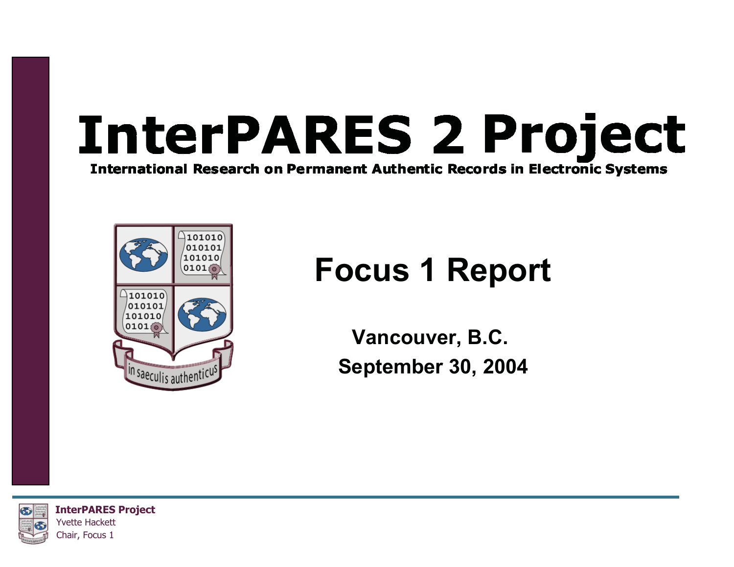# InterPARES 2 Project

**International Research on Permanent Authentic Records in Electronic Systems**

in saeculis authenticus

## Focus 1 Report

**Vancouver, B.C.**

**September 30, 2004**

**InterPARES Project**
Yvette Hackett
Chair, Focus 1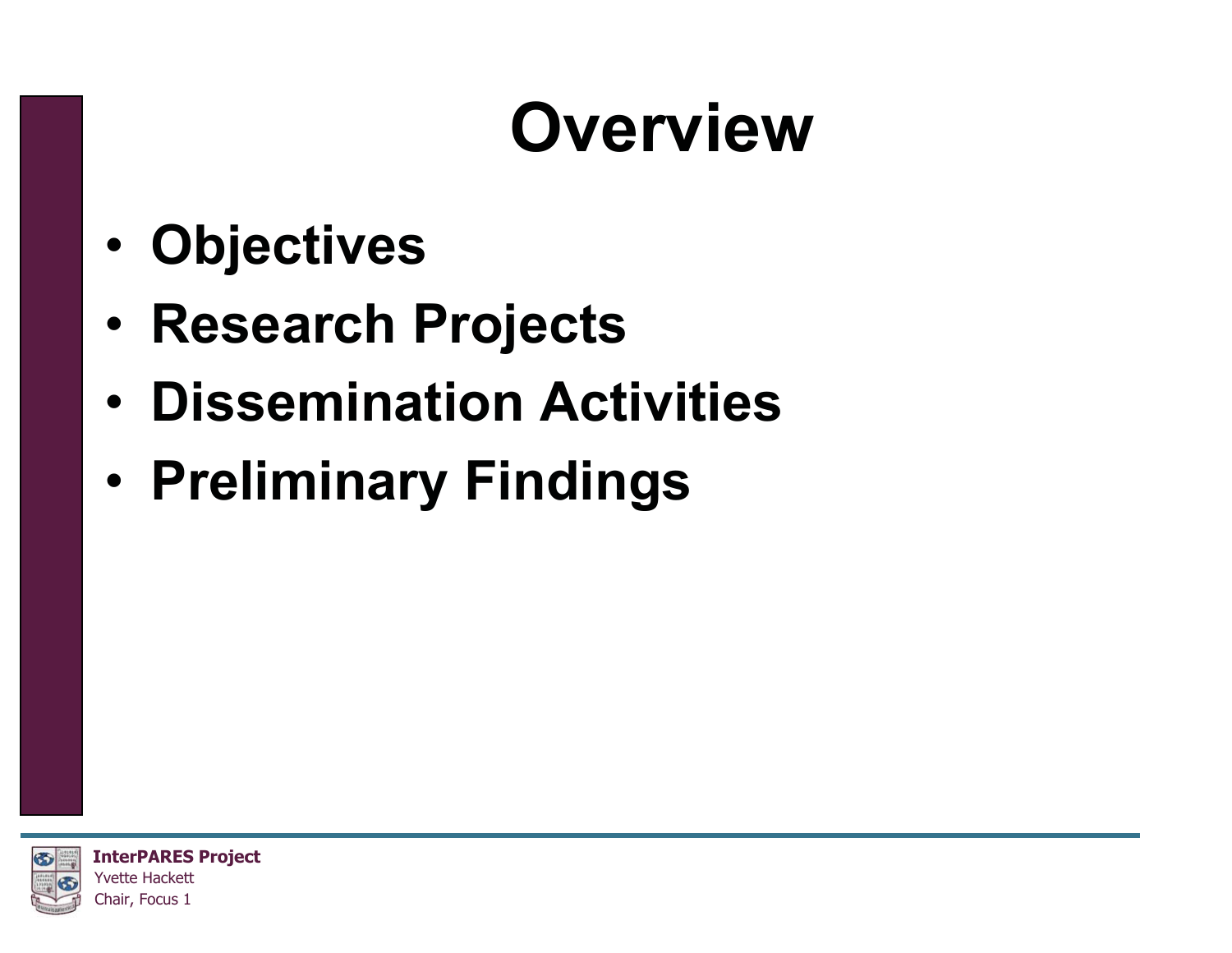# Overview

- Objectives
- Research Projects
- Dissemination Activities
- Preliminary Findings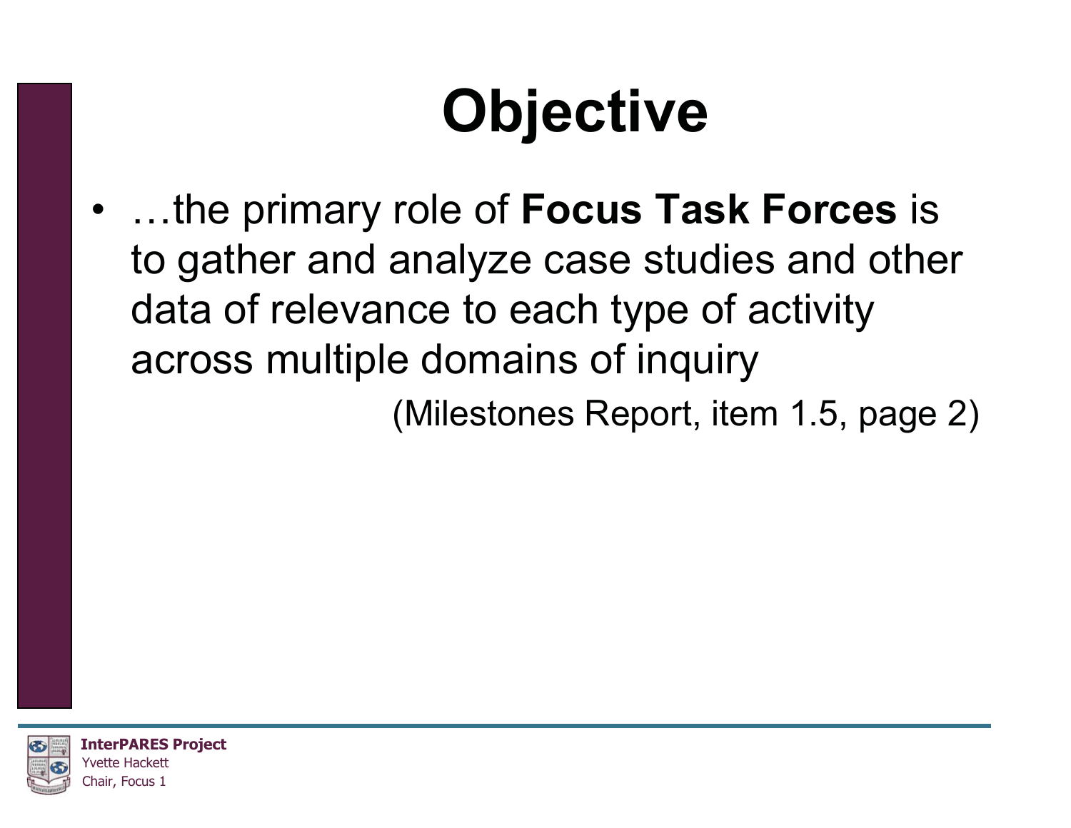# Objective

- …the primary role of **Focus Task Forces** is to gather and analyze case studies and other data of relevance to each type of activity across multiple domains of inquiry

(Milestones Report, item 1.5, page 2)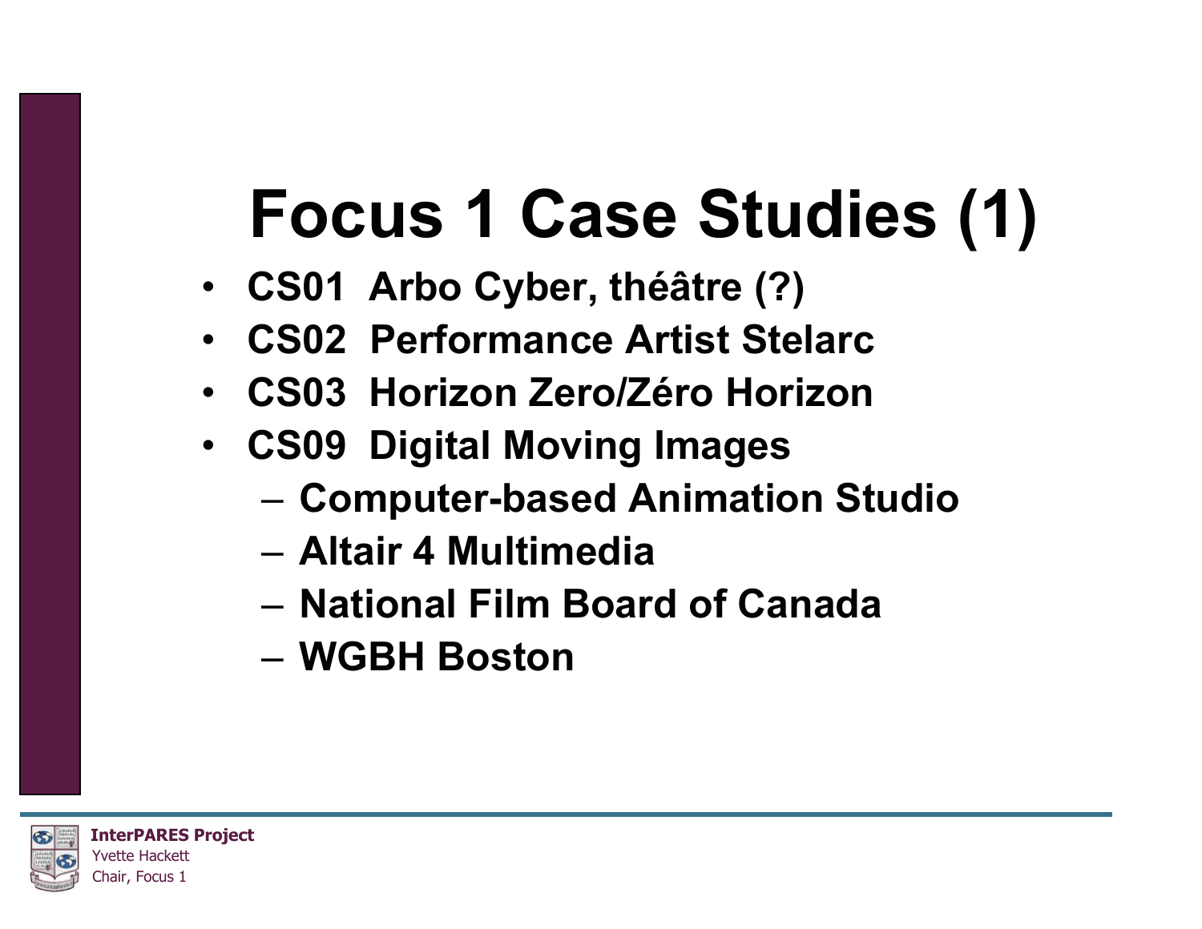# Focus 1 Case Studies (1)

- **CS01 Arbo Cyber, théâtre (?)**
- **CS02 Performance Artist Stelarc**
- **CS03 Horizon Zero/Zéro Horizon**
- **CS09 Digital Moving Images**
  - **Computer-based Animation Studio**
  - **Altair 4 Multimedia**
  - **National Film Board of Canada**
  - **WGBH Boston**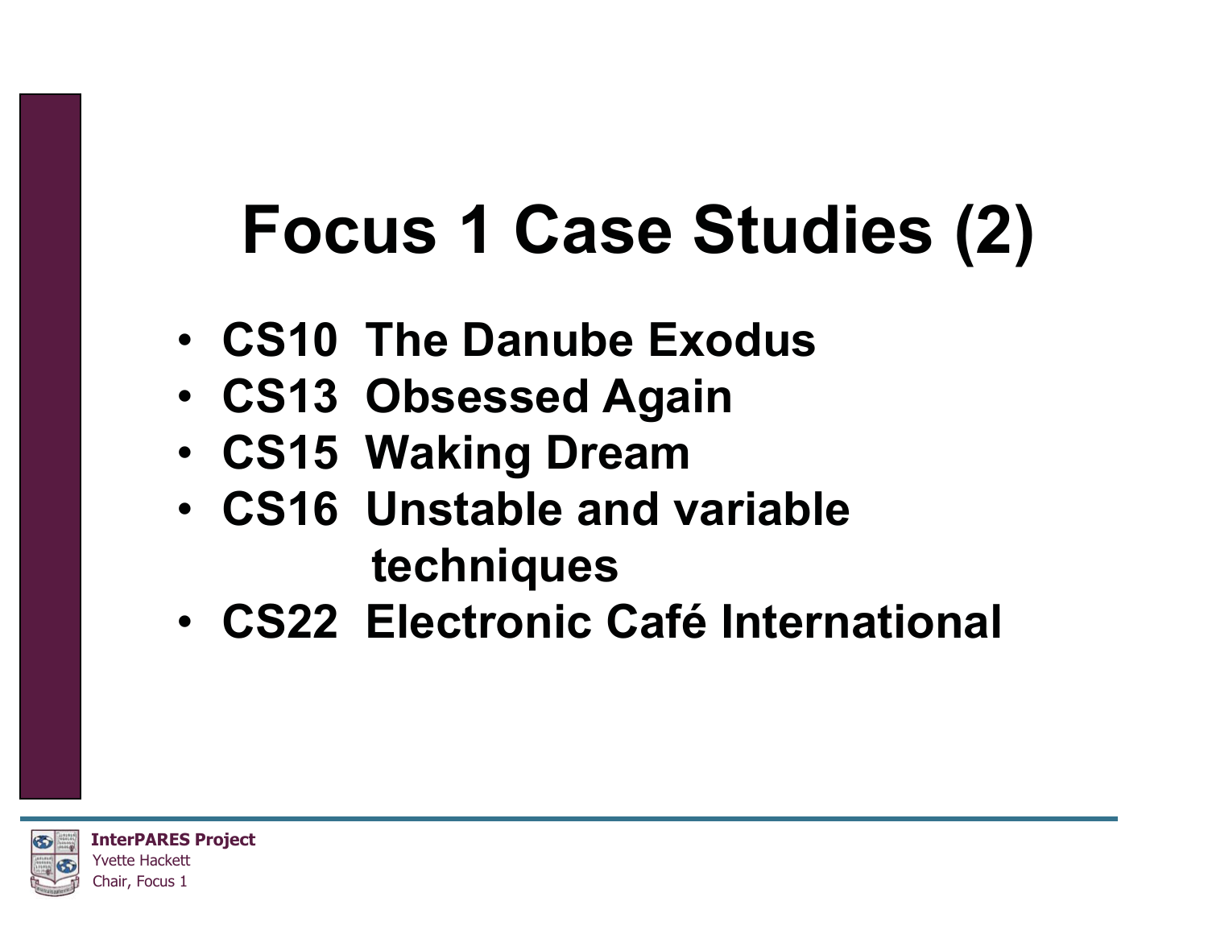# Focus 1 Case Studies (2)

- CS10 The Danube Exodus
- CS13 Obsessed Again
- CS15 Waking Dream
- CS16 Unstable and variable techniques
- CS22 Electronic Café International

**InterPARES Project**
Yvette Hackett
Chair, Focus 1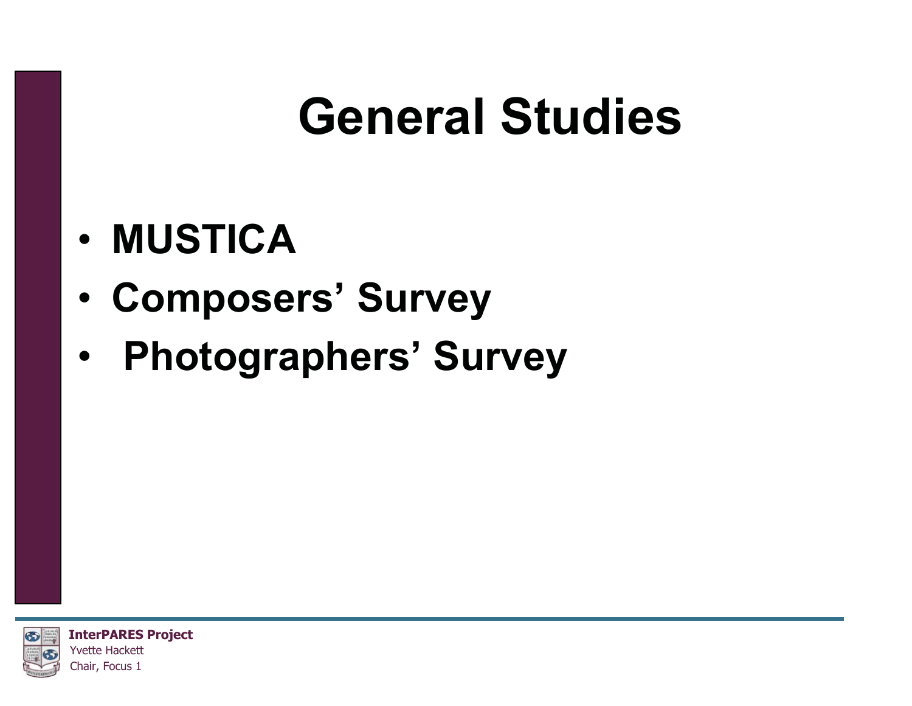# General Studies

- MUSTICA
- Composers' Survey
- Photographers' Survey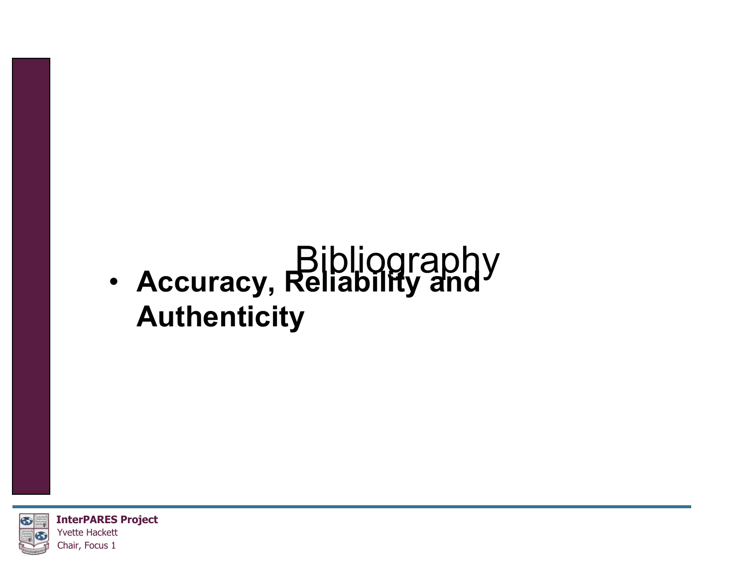# Bibliography

- **Accuracy, Reliability and Authenticity**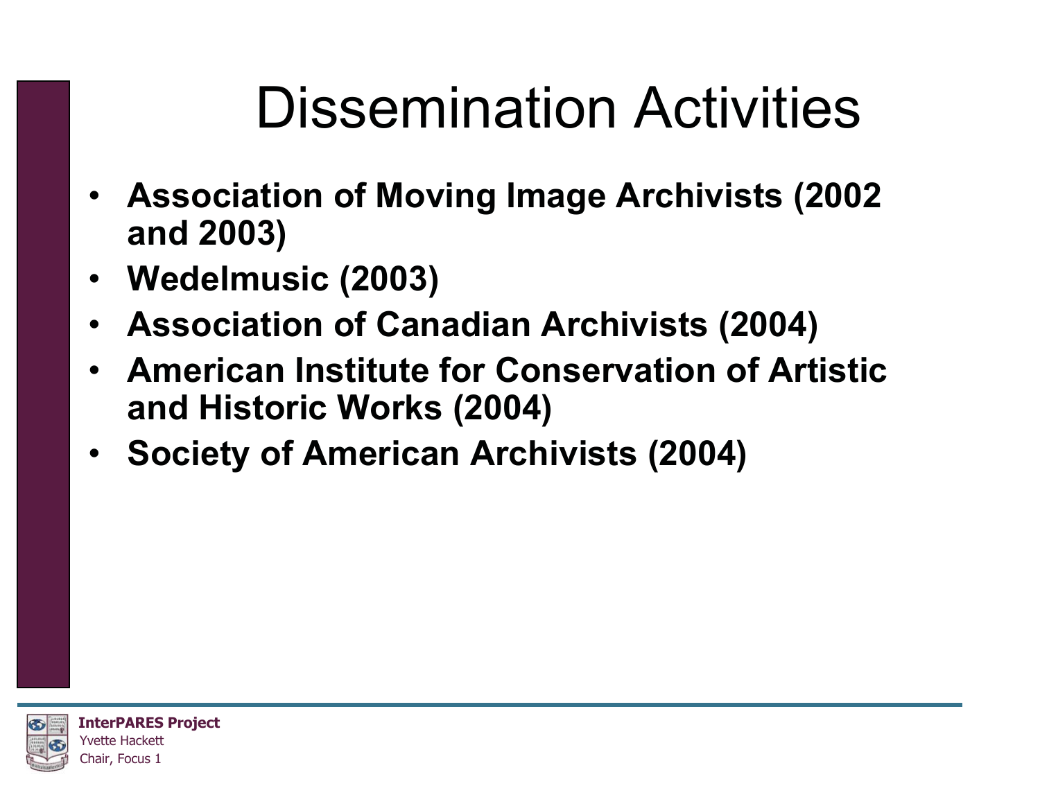# Dissemination Activities

- **Association of Moving Image Archivists (2002 and 2003)**
- **Wedelmusic (2003)**
- **Association of Canadian Archivists (2004)**
- **American Institute for Conservation of Artistic and Historic Works (2004)**
- **Society of American Archivists (2004)**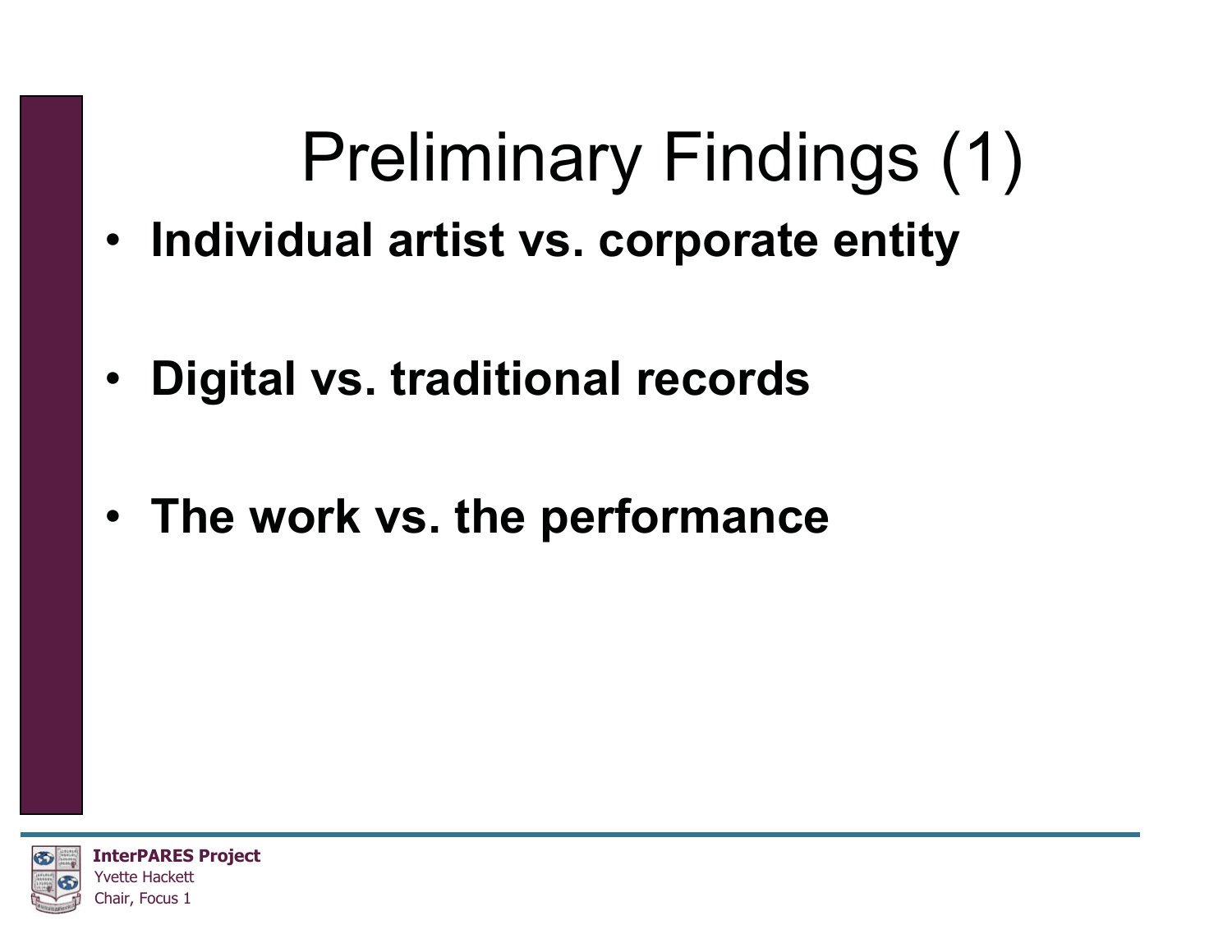# Preliminary Findings (1)

- **Individual artist vs. corporate entity**
- **Digital vs. traditional records**
- **The work vs. the performance**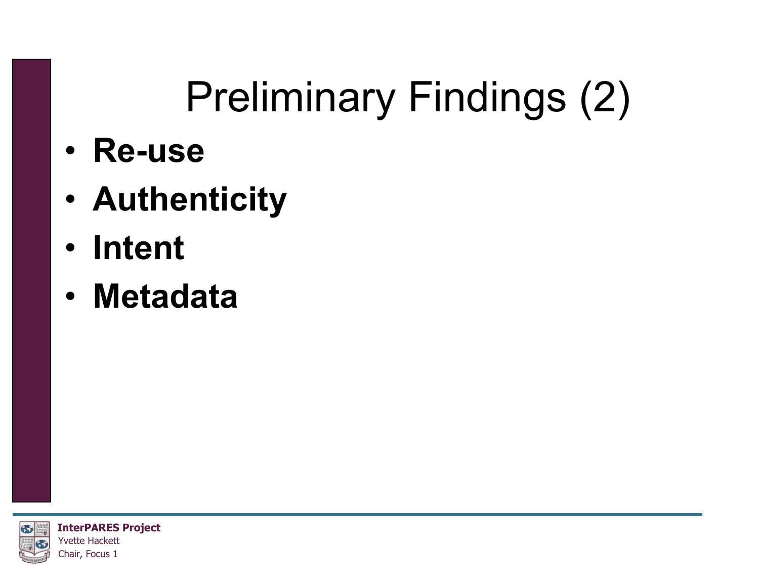# Preliminary Findings (2)

- **Re-use**
- **Authenticity**
- **Intent**
- **Metadata**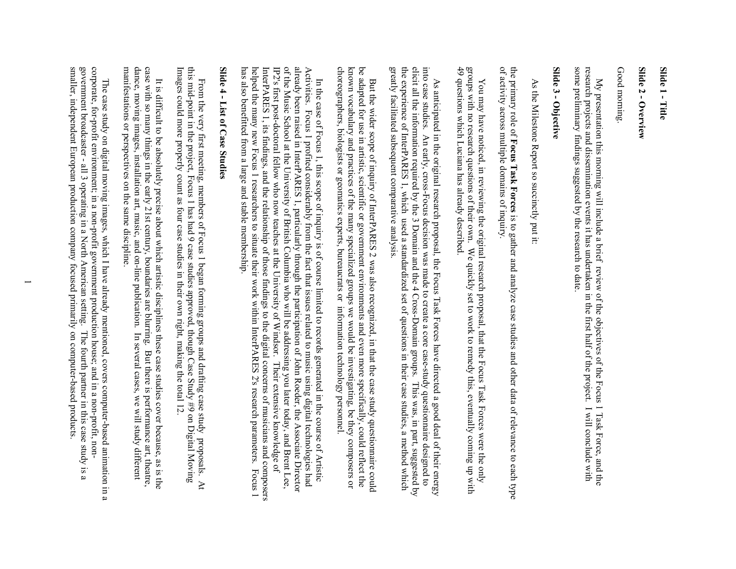## Slide 1 - Title

## Slide 2 - Overview

Good morning.

My presentation this morning will include a brief review of the objectives of the Focus 1 Task Force, and the research projects and dissemination events it has undertaken in the first half of the project. I will conclude with some preliminary findings suggested by the research to date.

## Slide 3 - Objective

As the Milestone Report so succinctly put it:

the primary role of **Focus Task Forces** is to gather and analyze case studies and other data of relevance to each type of activity across multiple domains of inquiry.

You may have noticed, in reviewing the original research proposal, that the Focus Task Forces were the only groups with no research questions of their own. We quickly set to work to remedy this, eventually coming up with 49 questions which Luciana has already described.

As anticipated in the original research proposal, the Focus Task Forces have directed a good deal of their energy into case studies. An early, cross-Focus decision was made to create a core case-study questionnaire designed to elicit all the information required by the 3 Domain and the 4 Cross-Domain groups. This was, in part, suggested by the experience of InterPARES 1, which used a standardized set of questions in their case studies, a method which greatly facilitated subsequent comparative analysis.

But the wider scope of inquiry of InterPARES 2 was also recognized, in that the case study questionnaire could be adapted for use in artistic, scientific or government environments and even more specifically, could reflect the known vocabulary and practices of the many specialized groups we would be investigating, be they composers or choreographers, biologists or geomatics experts, bureaucrats or information technology personnel.

In the case of Focus 1, this scope of inquiry is of course limited to records generated in the course of Artistic Activities. Focus 1 profited considerably from the fact that issues related to music using digital technologies had already been raised in InterPARES 1, particularly through the participation of John Roeder, the Associate Director of the Music School at the University of British Columbia who will be addressing you later today, and Brent Lee, IP2's first post-doctoral fellow who now teaches at the University of Windsor. Their extensive knowledge of InterPARES 1, its findings, and the relationship of those findings to the digital concerns of musicians and composers helped the many new Focus 1 researchers to situate their work within InterPARES 2's research parameters. Focus 1 has also benefitted from a large and stable membership.

## Slide 4 - List of Case Studies

From the very first meeting, members of Focus 1 began forming groups and drafting case study proposals. At this mid-point in the project, Focus 1 has had 9 case studies approved, though Case Study #9 on Digital Moving Images could more properly count as four case studies in their own right, making the total 12.

It is difficult to be absolutely precise about which artistic disciplines these case studies cover because, as is the case with so many things in the early 21st century, boundaries are blurring. But there is performance art, theatre, dance, moving images, installation art, music, and on-line publication. In several cases, we will study different manifestations or perspectives on the same discipline.

The case study on digital moving images, which I have already mentioned, covers computer-based animation in a corporate, for-profit environment; in a non-profit government production house; and in a non-profit, non-government broadcaster - all 3 operating in a North American setting. The fourth partner in this case study is a smaller, independent European production company focused primarily on computer-based products.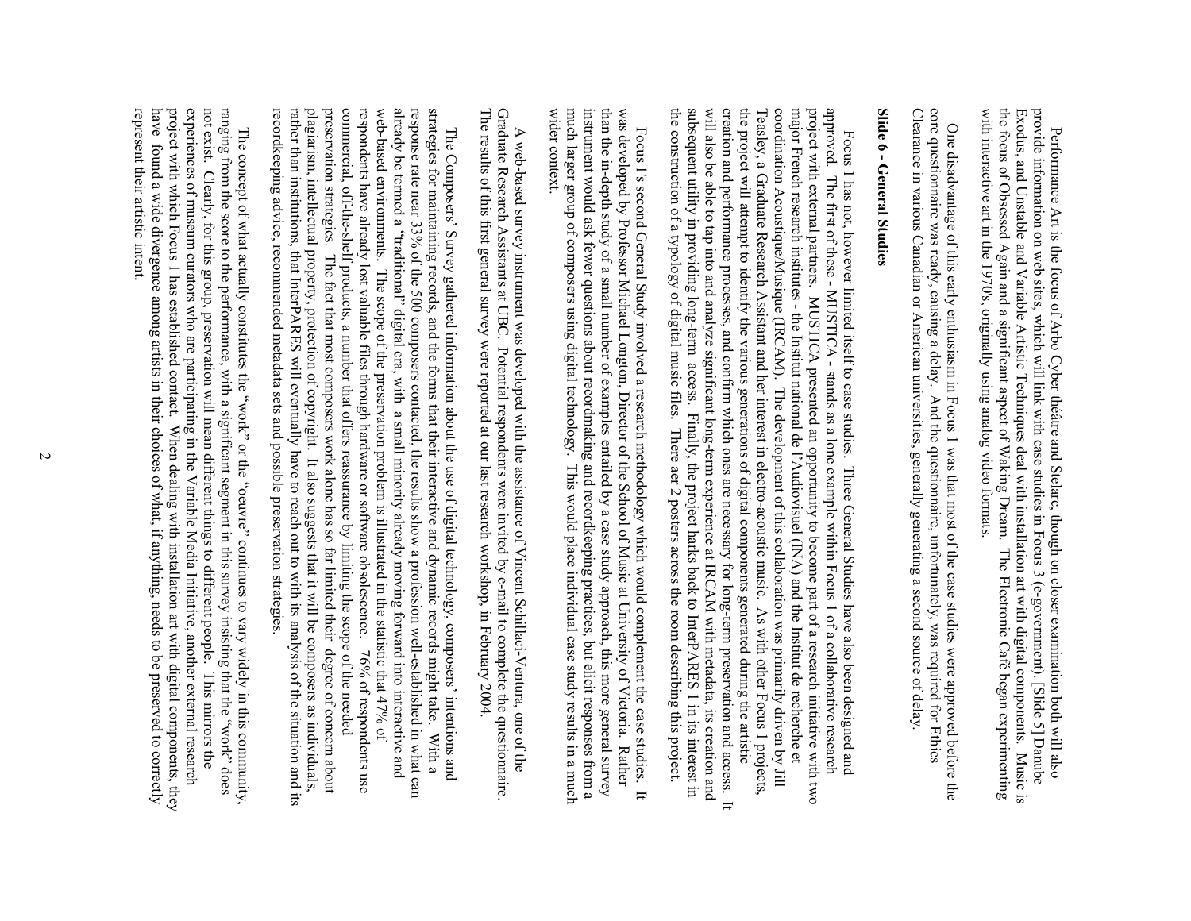Performance Art is the focus of Arbo Cyber théâtre and Stelarc, though on closer examination both will also provide information on web sites, which will link with case studies in Focus 3 (e-government). [Slide 5] Danube Exodus, and Unstable and Variable Artistic Techniques deal with installation art with digital components. Music is the focus of Obsessed Again and a significant aspect of Waking Dream. The Electronic Café began experimenting with interactive art in the 1970s, originally using analog video formats.

One disadvantage of this early enthusiasm in Focus 1 was that most of the case studies were approved before the core questionnaire was ready, causing a delay. And the questionnaire, unfortunately, was required for Ethics Clearance in various Canadian or American universities, generally generating a second source of delay.

## Slide 6 - General Studies

Focus 1 has not, however limited itself to case studies. Three General Studies have also been designed and approved. The first of these - MUSTICA - stands as a lone example within Focus 1 of a collaborative research project with external partners. MUSTICA presented an opportunity to become part of a research initiative with two major French research institutes - the Institut national de l'Audiovisuel (INA) and the Institut de recherche et coordination Acoustique/Musique (IRCAM). The development of this collaboration was primarily driven by Jill Teasley, a Graduate Research Assistant and her interest in electro-acoustic music. As with other Focus 1 projects, the project will attempt to identify the various generations of digital components generated during the artistic creation and performance processes, and confirm which ones are necessary for long-term preservation and access. It will also be able to tap into and analyze significant long-term experience at IRCAM with metadata, its creation and subsequent utility in providing long-term access. Finally, the project harks back to InterPARES 1 in its interest in the construction of a typology of digital music files. There aer 2 posters across the room describing this project.

Focus 1's second General Study involved a research methodology which would complement the case studies. It was developed by Professor Michael Longton, Director of the School of Music at University of Victoria. Rather than the in-depth study of a small number of examples entailed by a case study approach, this more general survey instrument would ask fewer questions about recordmaking and recordkeeping practices, but elicit responses from a much larger group of composers using digital technology. This would place individual case study results in a much wider context.

A web-based survey instrument was developed with the assistance of Vincent Schillaci-Ventura, one of the Graduate Research Assistants at UBC. Potential respondents were invited by e-mail to complete the questionnaire. The results of this first general survey were reported at our last research workshop, in February 2004.

The Composers' Survey gathered information about the use of digital technology, composers' intentions and strategies for maintaining records, and the forms that their interactive and dynamic records might take. With a response rate near 33% of the 500 composers contacted, the results show a profession well-established in what can already be termed a "traditional" digital era, with a small minority already moving forward into interactive and web-based environments. The scope of the preservation problem is illustrated in the statistic that 47% of respondents have already lost valuable files through hardware or software obsolescence. 76% of respondents use commercial, off-the-shelf products, a number that offers reassurance by limiting the scope of the needed preservation strategies. The fact that most composers work alone has so far limited their degree of concern about plagiarism, intellectual property, protection of copyright. It also suggests that it will be composers as individuals, rather than institutions, that InterPARES will eventually have to reach out to with its analysis of the situation and its recordkeeping advice, recommended metadata sets and possible preservation strategies.

The concept of what actually constitutes the "work" or the "oeuvre" continues to vary widely in this community, ranging from the score to the performance, with a significant segment in this survey insisting that the "work" does not exist. Clearly, for this group, preservation will mean different things to different people. This mirrors the experiences of museum curators who are participating in the Variable Media Initiative, another external research project with which Focus 1 has established contact. When dealing with installation art with digital components, they have found a wide divergence among artists in their choices of what, if anything, needs to be preserved to correctly represent their artistic intent.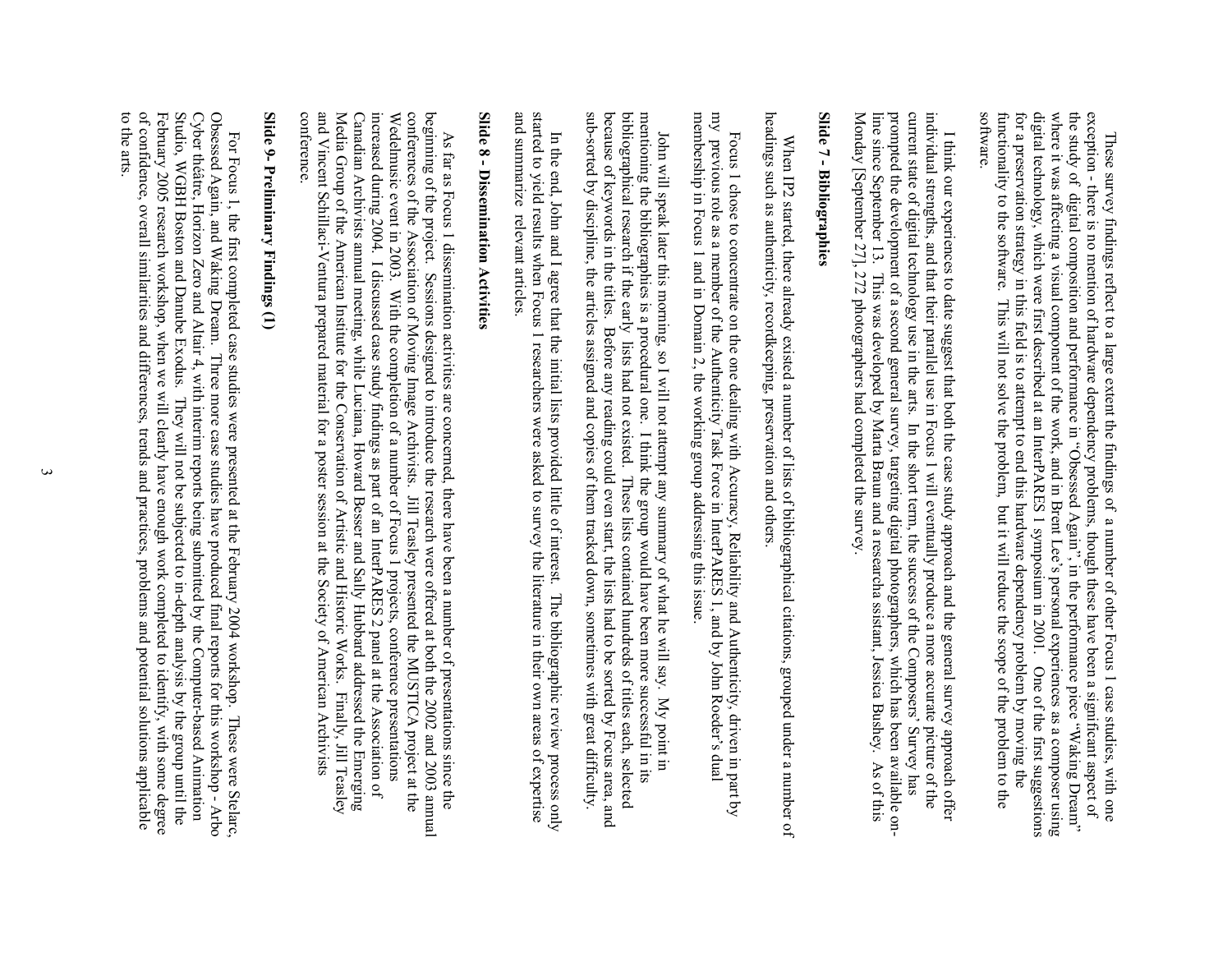These survey findings reflect to a large extent the findings of a number of other Focus 1 case studies, with one exception - there is no mention of hardware dependency problems, though these have been a significant aspect of the study of digital composition and performance in "Obsessed Again", in the performance piece "Waking Dream", where it was affecting a visual component of the work, and in Brent Lee's personal experiences as a composer using digital technology, which were first described at an InterPARES 1 symposium in 2001. One of the first suggestions for a preservation strategy in this field is to attempt to end this hardware dependency problem by moving the functionality to the software. This will not solve the problem, but it will reduce the scope of the problem to the software.

I think our experiences to date suggest that both the case study approach and the general survey approach offer individual strengths, and that their parallel use in Focus 1 will eventually produce a more accurate picture of the current state of digital technology use in the arts. In the short term, the success of the Composers' Survey has prompted the development of a second general survey, targeting digital photographers, which has been available on-line since September 13. This was developed by Marta Braun and a researcha ssistant, Jessica Bushey. As of this Monday [September 27], 272 photographers had completed the survey.

## Slide 7 - Bibliographies

When IP2 started, there already existed a number of lists of bibliographical citations, grouped under a number of headings such as authenticity, recordkeeping, preservation and others.

Focus 1 chose to concentrate on the one dealing with Accuracy, Reliability and Authenticity, driven in part by my previous role as a member of the Authenticity Task Force in InterPARES 1, and by John Roeder's dual membership in Focus 1 and in Domain 2, the working group addressing this issue.

John will speak later this morning, so I will not attempt any summary of what he will say. My point in mentioning the bibliographies is a procedural one. I think the group would have been more successful in its bibliographical research if the early lists had not existed. These lists contained hundreds of titles each, selected because of keywords in the titles. Before any reading could even start, the lists had to be sorted by Focus area, and sub-sorted by discipline, the articles assigned and copies of them tracked down, sometimes with great difficulty.

In the end, John and I agree that the initial lists provided little of interest. The bibliographic review process only started to yield results when Focus 1 researchers were asked to survey the literature in their own areas of expertise and summarize relevant articles.

## Slide 8 - Dissemination Activities

As far as Focus 1 dissemination activities are concerned, there have been a number of presentations since the beginning of the project. Sessions designed to introduce the research were offered at both the 2002 and 2003 annual conferences of the Association of Moving Image Archivists. Jill Teasley presented the MUSTICA project at the Wedelmusic event in 2003. With the completion of a number of Focus 1 projects, conference presentations increased during 2004. I discussed case study findings as part of an InterPARES 2 panel at the Association of Canadian Archivists annual meeting, while Luciana, Howard Besser and Sally Hubbard adressed the Emerging Media Group of the American Institute for the Conservation of Artistic and Historic Works. Finally, Jill Teasley and Vincent Schillaci-Ventura prepared material for a poster session at the Society of American Archivists conference.

## Slide 9- Preliminary Findings (1)

For Focus 1, the first completed case studies were presented at the February 2004 workshop. These were Stelarc, Obsessed Again, and Waking Dream. Three more case studies have produced final reports for this workshop - Arbo Cyber théâtre, Horizon Zero and Altair 4, with interim reports being submitted by the Computer-based Animation Studio, WGBH Boston and Danube Exodus. They will not be subjected to in-depth analysis by the group until the February 2005 research workshop, when we will clearly have enough work completed to identify, with some degree of confidence, overall similarities and differences, trends and practices, problems and potential solutions applicable to the arts.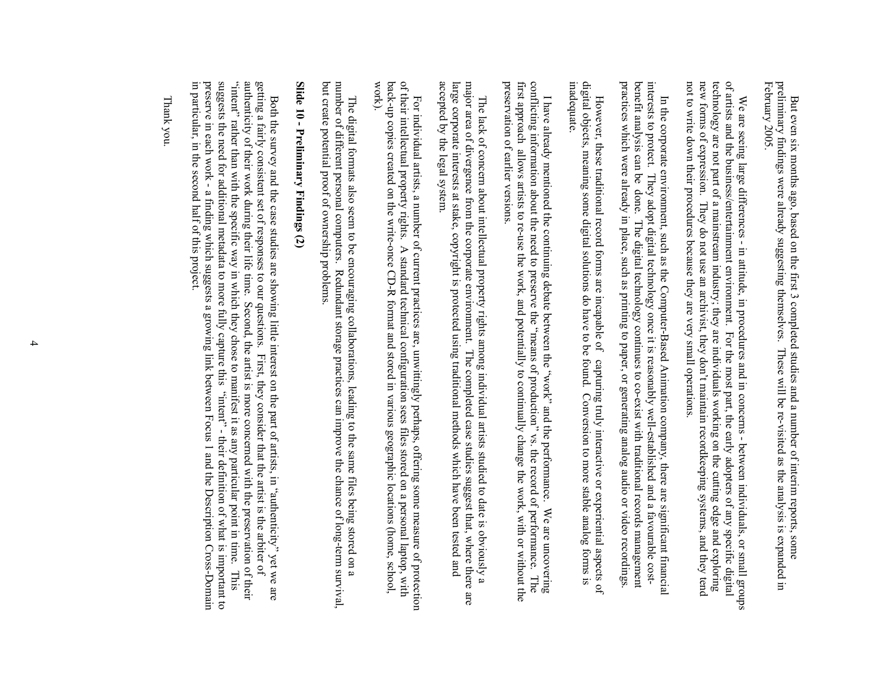But even six months ago, based on the first 3 completed studies and a number of interim reports, some preliminary findings were already suggesting themselves. These will be re-visited as the analysis is expanded in February 2005.

We are seeing large differences - in attitude, in procedures and in concerns - between individuals, or small groups of artists and the business/entertainment environment. For the most part, the early adopters of any specific digital technology are not part of a mainstream industry; they are individuals working on the cutting edge and exploring new forms of expression. They do not use an archivist, they don't maintain recordkeeping systems, and they tend not to write down their procedures because they are very small operations.

In the corporate environment, such as the Computer-Based Animation company, there are significant financial interests to protect. They adopt digital technology once it is reasonably well-established and a favourable cost-benefit analysis can be done. The digital technology continues to co-exist with traditional records management practices which were already in place, such as printing to paper, or generating analog audio or video recordings.

However, these traditional record forms are incapable of capturing truly interactive or experiential aspects of digital objects, meaning some digital solutions do have to be found. Conversion to more stable analog forms is inadequate.

I have already mentioned the continuing debate between the "work" and the performance. We are uncovering conflicting information about the need to preserve the "means of production" vs. the record of performance. The first approach allows artists to re-use the work, and potentially to continually change the work, with or without the preservation of earlier versions.

The lack of concern about intellectual property rights among individual artists studied to date is obviously a major area of divergence from the corporate environment. The completed case studies suggest that, where there are large corporate interests at stake, copyright is protected using traditional methods which have been tested and accepted by the legal system.

For individual artists, a number of current practices are, unwittingly perhaps, offering some measure of protection of their intellectual property rights. A standard technical configuration sees files stored on a personal laptop, with back-up copies created on the write-once CD-R format and stored in various geographic locations (home, school, work).

The digital formats also seem to be encouraging collaborations, leading to the same files being stored on a number of different personal computers. Redundant storage practices can improve the chance of long-term survival, but create potential proof of ownership problems.

## Slide 10 - Preliminary Findings (2)

Both the survey and the case studies are showing little interest on the part of artists, in "authenticity" yet we are getting a fairly consistent set of responses to our questions. First, they consider that the artist is the arbiter of authenticity of their work during their life time. Second, the artist is more concerned with the preservation of their "intent" rather than with the specific way in which they chose to manifest it as any particular point in time. This suggests the need for additional metadata to more fully capture this "intent" - their definition of what is important to preserve in each work - a finding which suggests a growing link between Focus 1 and the Description Cross-Domain in particular, in the second half of this project.

Thank you.